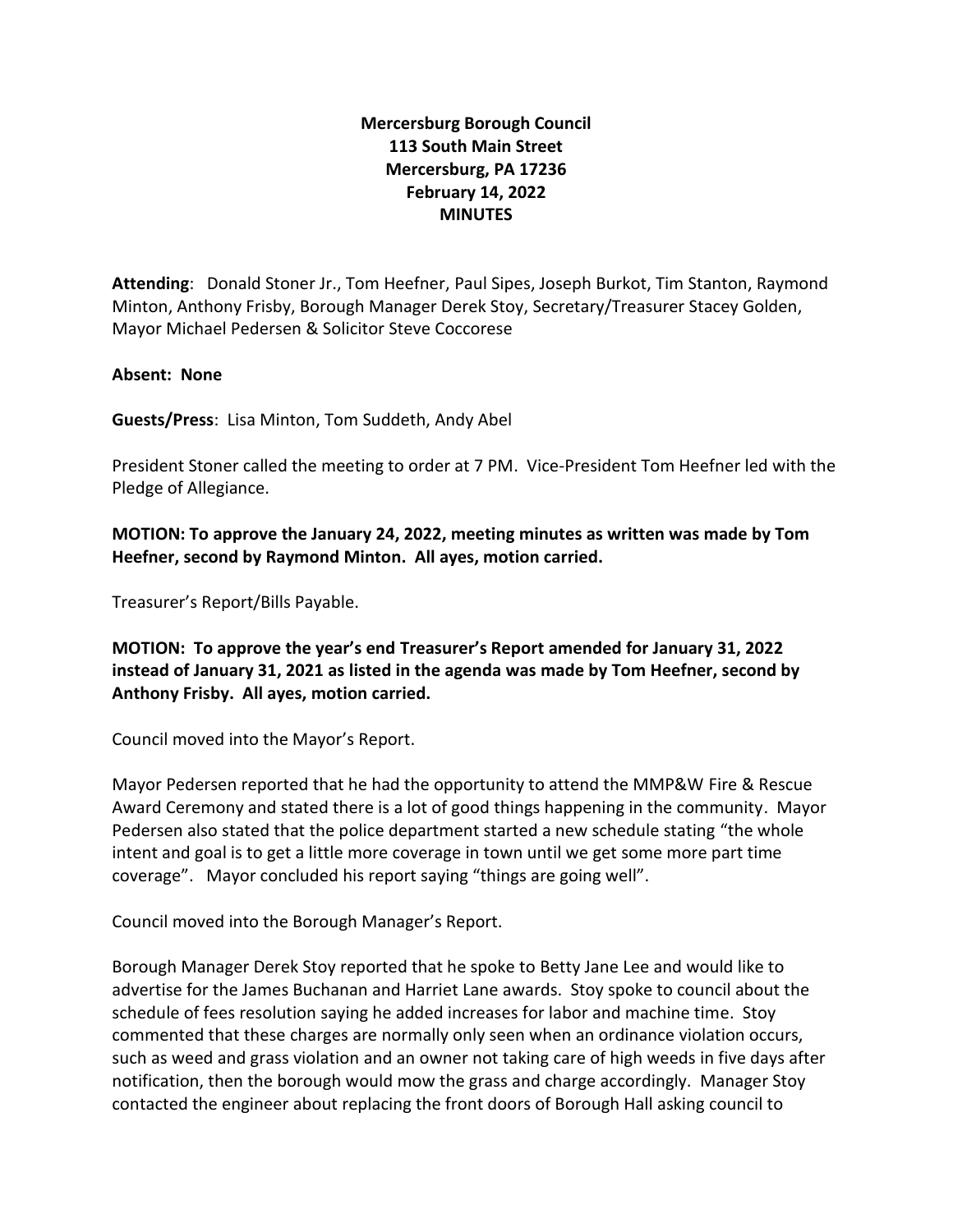**Mercersburg Borough Council**
**113 South Main Street**
**Mercersburg, PA 17236**
**February 14, 2022**
**MINUTES**

**Attending**: Donald Stoner Jr., Tom Heefner, Paul Sipes, Joseph Burkot, Tim Stanton, Raymond Minton, Anthony Frisby, Borough Manager Derek Stoy, Secretary/Treasurer Stacey Golden, Mayor Michael Pedersen & Solicitor Steve Coccorese

**Absent: None**

**Guests/Press**: Lisa Minton, Tom Suddeth, Andy Abel

President Stoner called the meeting to order at 7 PM. Vice-President Tom Heefner led with the Pledge of Allegiance.

**MOTION: To approve the January 24, 2022, meeting minutes as written was made by Tom Heefner, second by Raymond Minton. All ayes, motion carried.**

Treasurer's Report/Bills Payable.

**MOTION: To approve the year's end Treasurer's Report amended for January 31, 2022 instead of January 31, 2021 as listed in the agenda was made by Tom Heefner, second by Anthony Frisby. All ayes, motion carried.**

Council moved into the Mayor's Report.

Mayor Pedersen reported that he had the opportunity to attend the MMP&W Fire & Rescue Award Ceremony and stated there is a lot of good things happening in the community. Mayor Pedersen also stated that the police department started a new schedule stating "the whole intent and goal is to get a little more coverage in town until we get some more part time coverage". Mayor concluded his report saying "things are going well".

Council moved into the Borough Manager's Report.

Borough Manager Derek Stoy reported that he spoke to Betty Jane Lee and would like to advertise for the James Buchanan and Harriet Lane awards. Stoy spoke to council about the schedule of fees resolution saying he added increases for labor and machine time. Stoy commented that these charges are normally only seen when an ordinance violation occurs, such as weed and grass violation and an owner not taking care of high weeds in five days after notification, then the borough would mow the grass and charge accordingly. Manager Stoy contacted the engineer about replacing the front doors of Borough Hall asking council to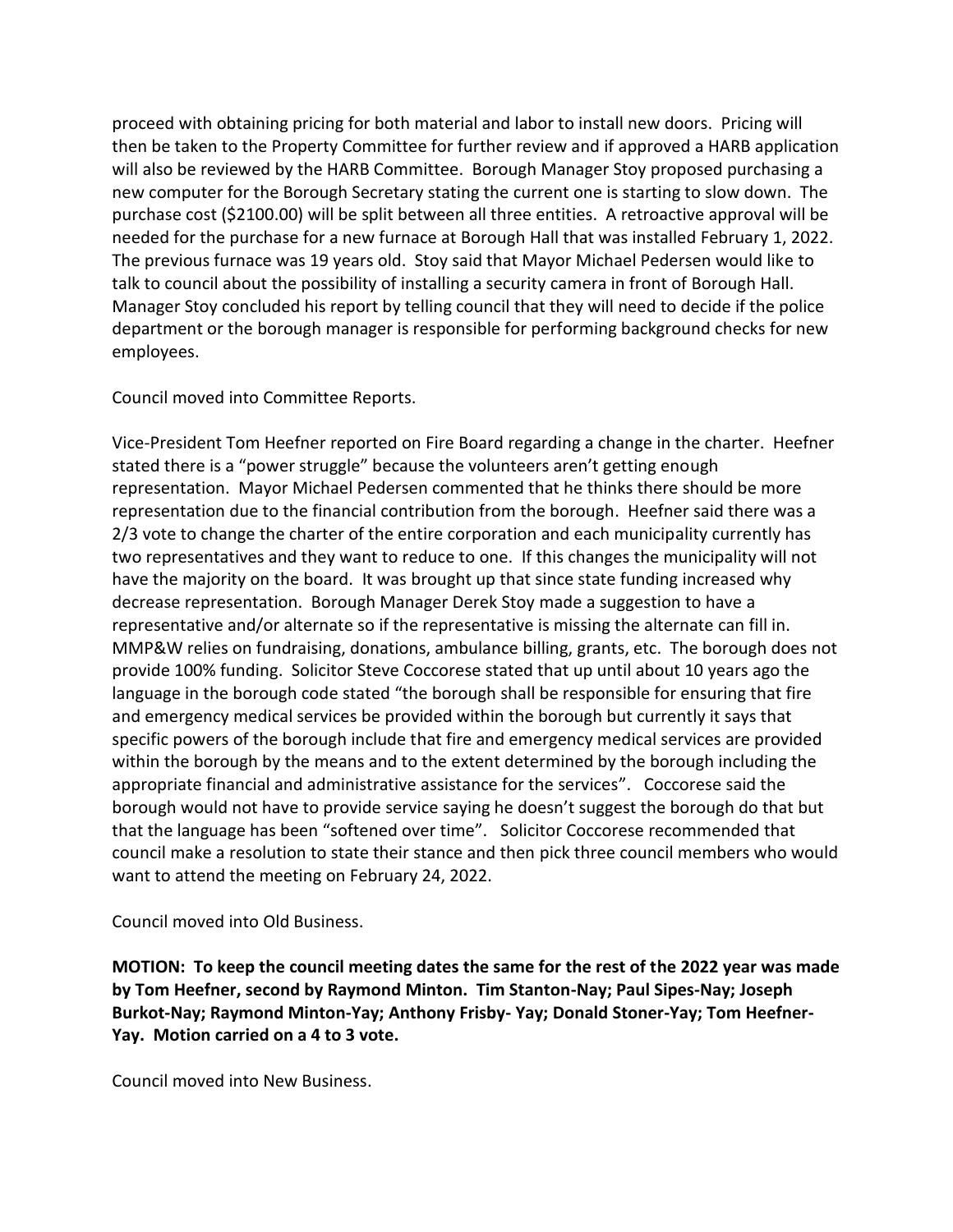proceed with obtaining pricing for both material and labor to install new doors. Pricing will then be taken to the Property Committee for further review and if approved a HARB application will also be reviewed by the HARB Committee. Borough Manager Stoy proposed purchasing a new computer for the Borough Secretary stating the current one is starting to slow down. The purchase cost ($2100.00) will be split between all three entities. A retroactive approval will be needed for the purchase for a new furnace at Borough Hall that was installed February 1, 2022. The previous furnace was 19 years old. Stoy said that Mayor Michael Pedersen would like to talk to council about the possibility of installing a security camera in front of Borough Hall. Manager Stoy concluded his report by telling council that they will need to decide if the police department or the borough manager is responsible for performing background checks for new employees.

Council moved into Committee Reports.

Vice-President Tom Heefner reported on Fire Board regarding a change in the charter. Heefner stated there is a "power struggle" because the volunteers aren't getting enough representation. Mayor Michael Pedersen commented that he thinks there should be more representation due to the financial contribution from the borough. Heefner said there was a 2/3 vote to change the charter of the entire corporation and each municipality currently has two representatives and they want to reduce to one. If this changes the municipality will not have the majority on the board. It was brought up that since state funding increased why decrease representation. Borough Manager Derek Stoy made a suggestion to have a representative and/or alternate so if the representative is missing the alternate can fill in. MMP&W relies on fundraising, donations, ambulance billing, grants, etc. The borough does not provide 100% funding. Solicitor Steve Coccorese stated that up until about 10 years ago the language in the borough code stated "the borough shall be responsible for ensuring that fire and emergency medical services be provided within the borough but currently it says that specific powers of the borough include that fire and emergency medical services are provided within the borough by the means and to the extent determined by the borough including the appropriate financial and administrative assistance for the services". Coccorese said the borough would not have to provide service saying he doesn't suggest the borough do that but that the language has been "softened over time". Solicitor Coccorese recommended that council make a resolution to state their stance and then pick three council members who would want to attend the meeting on February 24, 2022.

Council moved into Old Business.

**MOTION: To keep the council meeting dates the same for the rest of the 2022 year was made by Tom Heefner, second by Raymond Minton. Tim Stanton-Nay; Paul Sipes-Nay; Joseph Burkot-Nay; Raymond Minton-Yay; Anthony Frisby- Yay; Donald Stoner-Yay; Tom Heefner-Yay. Motion carried on a 4 to 3 vote.**

Council moved into New Business.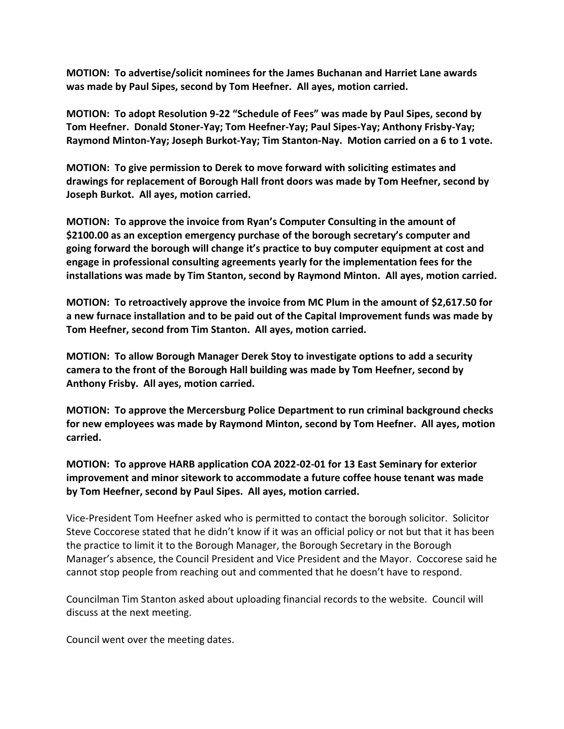**MOTION: To advertise/solicit nominees for the James Buchanan and Harriet Lane awards was made by Paul Sipes, second by Tom Heefner. All ayes, motion carried.**

**MOTION: To adopt Resolution 9-22 "Schedule of Fees" was made by Paul Sipes, second by Tom Heefner. Donald Stoner-Yay; Tom Heefner-Yay; Paul Sipes-Yay; Anthony Frisby-Yay; Raymond Minton-Yay; Joseph Burkot-Yay; Tim Stanton-Nay. Motion carried on a 6 to 1 vote.**

**MOTION: To give permission to Derek to move forward with soliciting estimates and drawings for replacement of Borough Hall front doors was made by Tom Heefner, second by Joseph Burkot. All ayes, motion carried.**

**MOTION: To approve the invoice from Ryan's Computer Consulting in the amount of $2100.00 as an exception emergency purchase of the borough secretary's computer and going forward the borough will change it's practice to buy computer equipment at cost and engage in professional consulting agreements yearly for the implementation fees for the installations was made by Tim Stanton, second by Raymond Minton. All ayes, motion carried.**

**MOTION: To retroactively approve the invoice from MC Plum in the amount of $2,617.50 for a new furnace installation and to be paid out of the Capital Improvement funds was made by Tom Heefner, second from Tim Stanton. All ayes, motion carried.**

**MOTION: To allow Borough Manager Derek Stoy to investigate options to add a security camera to the front of the Borough Hall building was made by Tom Heefner, second by Anthony Frisby. All ayes, motion carried.**

**MOTION: To approve the Mercersburg Police Department to run criminal background checks for new employees was made by Raymond Minton, second by Tom Heefner. All ayes, motion carried.**

**MOTION: To approve HARB application COA 2022-02-01 for 13 East Seminary for exterior improvement and minor sitework to accommodate a future coffee house tenant was made by Tom Heefner, second by Paul Sipes. All ayes, motion carried.**

Vice-President Tom Heefner asked who is permitted to contact the borough solicitor. Solicitor Steve Coccorese stated that he didn't know if it was an official policy or not but that it has been the practice to limit it to the Borough Manager, the Borough Secretary in the Borough Manager's absence, the Council President and Vice President and the Mayor. Coccorese said he cannot stop people from reaching out and commented that he doesn't have to respond.

Councilman Tim Stanton asked about uploading financial records to the website. Council will discuss at the next meeting.

Council went over the meeting dates.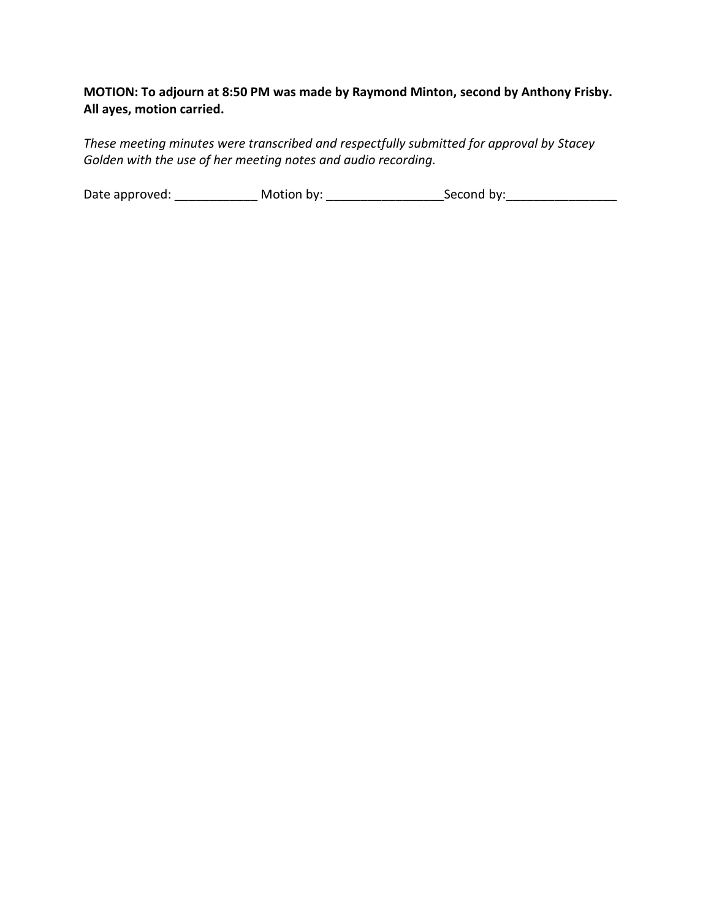**MOTION: To adjourn at 8:50 PM was made by Raymond Minton, second by Anthony Frisby. All ayes, motion carried.**

*These meeting minutes were transcribed and respectfully submitted for approval by Stacey Golden with the use of her meeting notes and audio recording.*

Date approved: ____________ Motion by: _________________Second by:________________